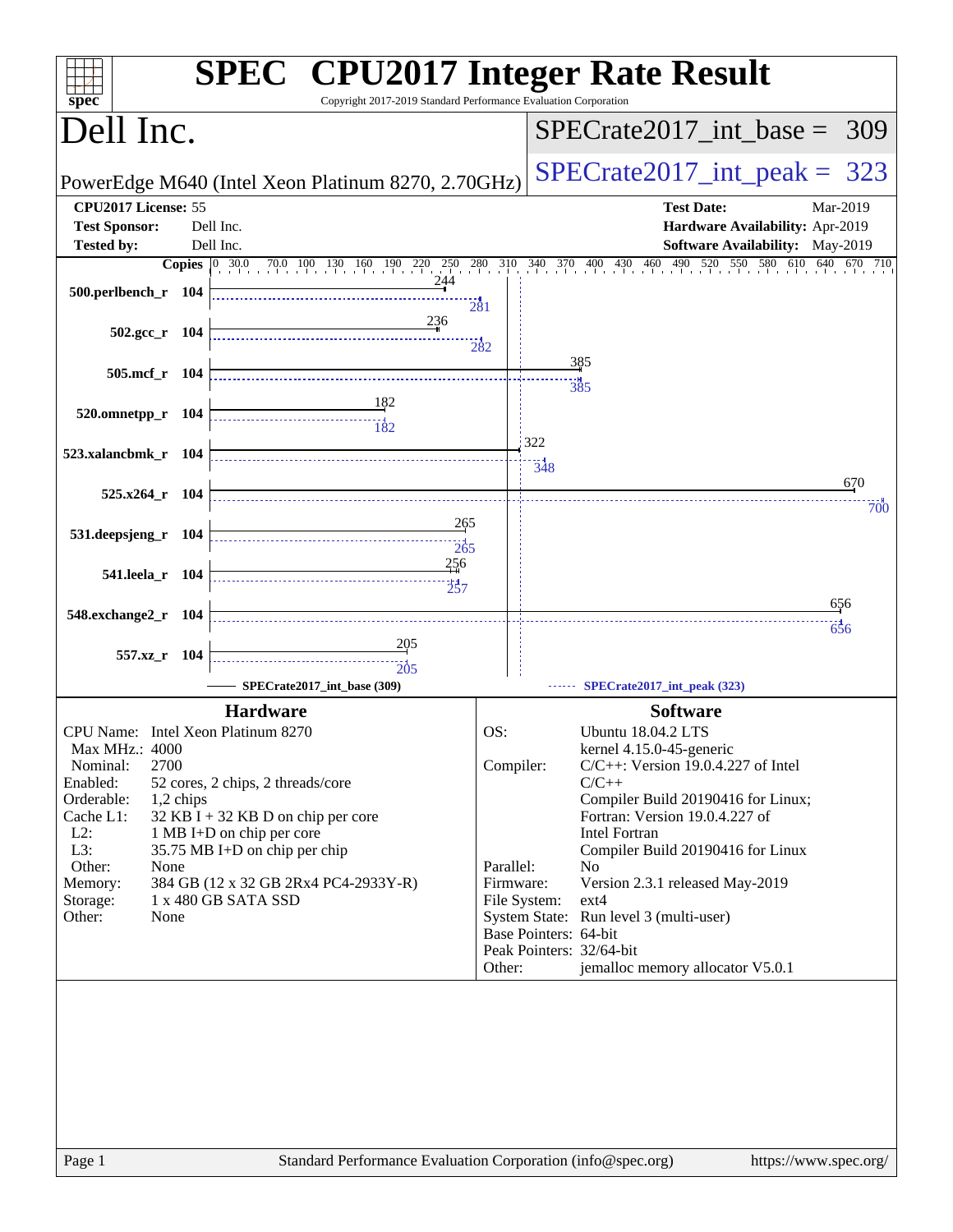# SPEC CPU2017 Integer Rate Result

Copyright 2017-2019 Standard Performance Evaluation Corporation

## Dell Inc.

PowerEdge M640 (Intel Xeon Platinum 8270, 2.70GHz)

SPECrate2017_int_base = 309

SPECrate2017_int_peak = 323

**CPU2017 License:** 55
**Test Sponsor:** Dell Inc.
**Tested by:** Dell Inc.

**Test Date:** Mar-2019
**Hardware Availability:** Apr-2019
**Software Availability:** May-2019

| Benchmark | Copies | Base | Peak |
| --- | --- | --- | --- |
| 500.perlbench_r | 104 | 244 | 281 |
| 502.gcc_r | 104 | 236 | 282 |
| 505.mcf_r | 104 | 385 | 385 |
| 520.omnetpp_r | 104 | 182 | 182 |
| 523.xalancbmk_r | 104 | 322 | 348 |
| 525.x264_r | 104 | 670 | 700 |
| 531.deepsjeng_r | 104 | 265 | 265 |
| 541.leela_r | 104 | 256 | 257 |
| 548.exchange2_r | 104 | 656 | 656 |
| 557.xz_r | 104 | 205 | 205 |

SPECrate2017_int_base (309) — SPECrate2017_int_peak (323)

### Hardware

| | |
| --- | --- |
| CPU Name: | Intel Xeon Platinum 8270 |
| Max MHz.: | 4000 |
| Nominal: | 2700 |
| Enabled: | 52 cores, 2 chips, 2 threads/core |
| Orderable: | 1,2 chips |
| Cache L1: | 32 KB I + 32 KB D on chip per core |
| L2: | 1 MB I+D on chip per core |
| L3: | 35.75 MB I+D on chip per chip |
| Other: | None |
| Memory: | 384 GB (12 x 32 GB 2Rx4 PC4-2933Y-R) |
| Storage: | 1 x 480 GB SATA SSD |
| Other: | None |

### Software

| | |
| --- | --- |
| OS: | Ubuntu 18.04.2 LTS<br>kernel 4.15.0-45-generic |
| Compiler: | C/C++: Version 19.0.4.227 of Intel C/C++ Compiler Build 20190416 for Linux;<br>Fortran: Version 19.0.4.227 of Intel Fortran Compiler Build 20190416 for Linux |
| Parallel: | No |
| Firmware: | Version 2.3.1 released May-2019 |
| File System: | ext4 |
| System State: | Run level 3 (multi-user) |
| Base Pointers: | 64-bit |
| Peak Pointers: | 32/64-bit |
| Other: | jemalloc memory allocator V5.0.1 |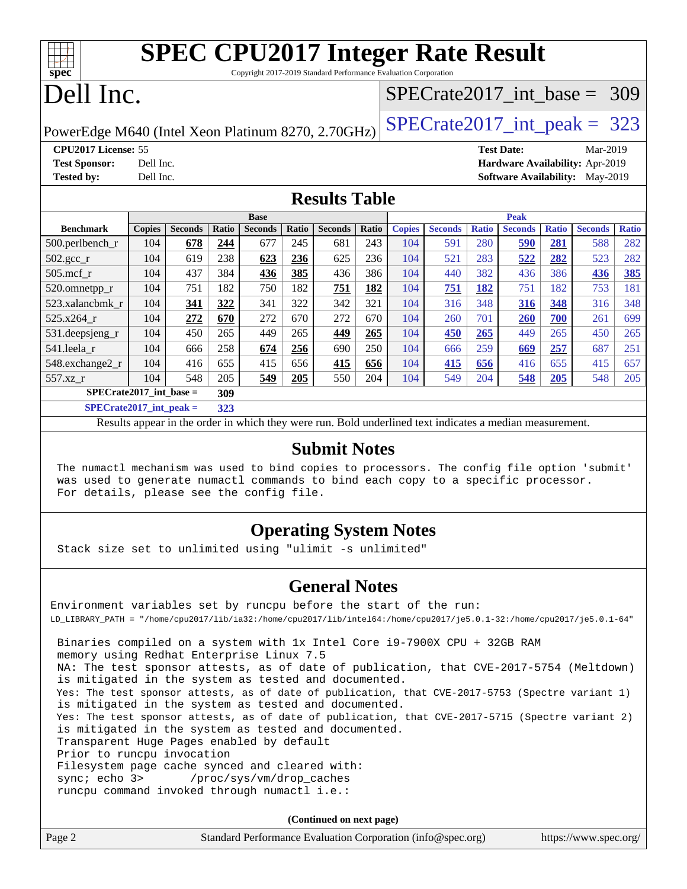# SPEC CPU2017 Integer Rate Result

Copyright 2017-2019 Standard Performance Evaluation Corporation

# Dell Inc.

PowerEdge M640 (Intel Xeon Platinum 8270, 2.70GHz)

SPECrate2017_int_base = 309

SPECrate2017_int_peak = 323

**CPU2017 License:** 55
**Test Sponsor:** Dell Inc.
**Tested by:** Dell Inc.

**Test Date:** Mar-2019
**Hardware Availability:** Apr-2019
**Software Availability:** May-2019

## Results Table

| | Base | | | | | | | Peak | | | | | | |
|---|---|---|---|---|---|---|---|---|---|---|---|---|---|---|
| **Benchmark** | **Copies** | **Seconds** | **Ratio** | **Seconds** | **Ratio** | **Seconds** | **Ratio** | **Copies** | **Seconds** | **Ratio** | **Seconds** | **Ratio** | **Seconds** | **Ratio** |
| 500.perlbench_r | 104 | **678** | **244** | 677 | 245 | 681 | 243 | 104 | 591 | 280 | **590** | **281** | 588 | 282 |
| 502.gcc_r | 104 | 619 | 238 | **623** | **236** | 625 | 236 | 104 | 521 | 283 | **522** | **282** | 523 | 282 |
| 505.mcf_r | 104 | 437 | 384 | **436** | **385** | 436 | 386 | 104 | 440 | 382 | 436 | 386 | **436** | **385** |
| 520.omnetpp_r | 104 | 751 | 182 | 750 | 182 | **751** | **182** | 104 | **751** | **182** | 751 | 182 | 753 | 181 |
| 523.xalancbmk_r | 104 | **341** | **322** | 341 | 322 | 342 | 321 | 104 | 316 | 348 | **316** | **348** | 316 | 348 |
| 525.x264_r | 104 | **272** | **670** | 272 | 670 | 272 | 670 | 104 | 260 | 701 | **260** | **700** | 261 | 699 |
| 531.deepsjeng_r | 104 | 450 | 265 | 449 | 265 | **449** | **265** | 104 | **450** | **265** | 449 | 265 | 450 | 265 |
| 541.leela_r | 104 | 666 | 258 | **674** | **256** | 690 | 250 | 104 | 666 | 259 | **669** | **257** | 687 | 251 |
| 548.exchange2_r | 104 | 416 | 655 | 415 | 656 | **415** | **656** | 104 | **415** | **656** | 416 | 655 | 415 | 657 |
| 557.xz_r | 104 | 548 | 205 | **549** | **205** | 550 | 204 | 104 | 549 | 204 | **548** | **205** | 548 | 205 |

**SPECrate2017_int_base = 309**

**SPECrate2017_int_peak = 323**

Results appear in the order in which they were run. Bold underlined text indicates a median measurement.

## Submit Notes

```
The numactl mechanism was used to bind copies to processors. The config file option 'submit'
was used to generate numactl commands to bind each copy to a specific processor.
For details, please see the config file.
```

## Operating System Notes

```
Stack size set to unlimited using "ulimit -s unlimited"
```

## General Notes

```
Environment variables set by runcpu before the start of the run:
LD_LIBRARY_PATH = "/home/cpu2017/lib/ia32:/home/cpu2017/lib/intel64:/home/cpu2017/je5.0.1-32:/home/cpu2017/je5.0.1-64"

 Binaries compiled on a system with 1x Intel Core i9-7900X CPU + 32GB RAM
 memory using Redhat Enterprise Linux 7.5
 NA: The test sponsor attests, as of date of publication, that CVE-2017-5754 (Meltdown)
 is mitigated in the system as tested and documented.
 Yes: The test sponsor attests, as of date of publication, that CVE-2017-5753 (Spectre variant 1)
 is mitigated in the system as tested and documented.
 Yes: The test sponsor attests, as of date of publication, that CVE-2017-5715 (Spectre variant 2)
 is mitigated in the system as tested and documented.
 Transparent Huge Pages enabled by default
 Prior to runcpu invocation
 Filesystem page cache synced and cleared with:
 sync; echo 3>       /proc/sys/vm/drop_caches
 runcpu command invoked through numactl i.e.:
```

**(Continued on next page)**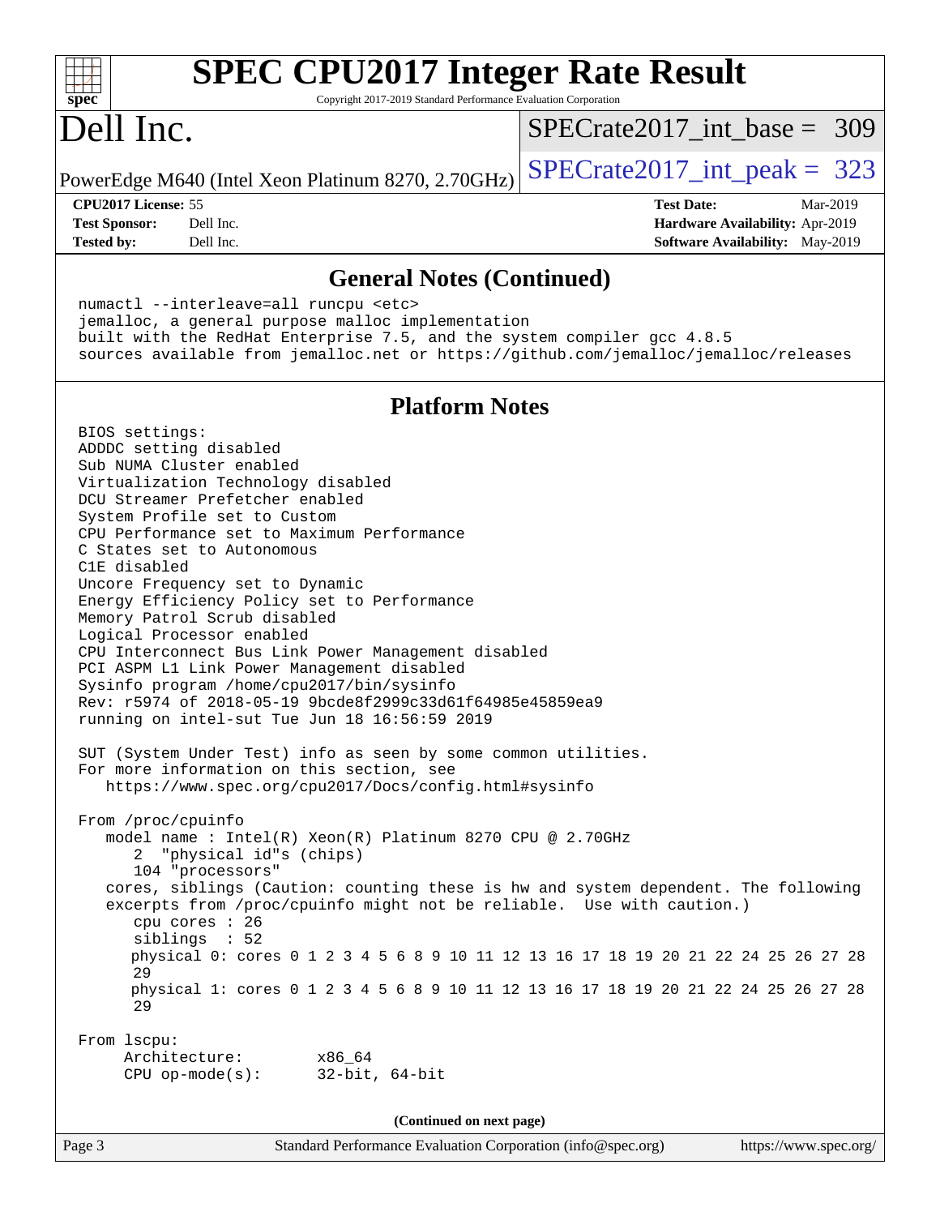## General Notes (Continued)

```
numactl --interleave=all runcpu <etc>
jemalloc, a general purpose malloc implementation
built with the RedHat Enterprise 7.5, and the system compiler gcc 4.8.5
sources available from jemalloc.net or https://github.com/jemalloc/jemalloc/releases
```

## Platform Notes

```
BIOS settings:
ADDDC setting disabled
Sub NUMA Cluster enabled
Virtualization Technology disabled
DCU Streamer Prefetcher enabled
System Profile set to Custom
CPU Performance set to Maximum Performance
C States set to Autonomous
C1E disabled
Uncore Frequency set to Dynamic
Energy Efficiency Policy set to Performance
Memory Patrol Scrub disabled
Logical Processor enabled
CPU Interconnect Bus Link Power Management disabled
PCI ASPM L1 Link Power Management disabled
Sysinfo program /home/cpu2017/bin/sysinfo
Rev: r5974 of 2018-05-19 9bcde8f2999c33d61f64985e45859ea9
running on intel-sut Tue Jun 18 16:56:59 2019

SUT (System Under Test) info as seen by some common utilities.
For more information on this section, see
   https://www.spec.org/cpu2017/Docs/config.html#sysinfo

From /proc/cpuinfo
   model name : Intel(R) Xeon(R) Platinum 8270 CPU @ 2.70GHz
      2  "physical id"s (chips)
      104 "processors"
   cores, siblings (Caution: counting these is hw and system dependent. The following
   excerpts from /proc/cpuinfo might not be reliable.  Use with caution.)
      cpu cores : 26
      siblings  : 52
      physical 0: cores 0 1 2 3 4 5 6 8 9 10 11 12 13 16 17 18 19 20 21 22 24 25 26 27 28
      29
      physical 1: cores 0 1 2 3 4 5 6 8 9 10 11 12 13 16 17 18 19 20 21 22 24 25 26 27 28
      29

From lscpu:
     Architecture:        x86_64
     CPU op-mode(s):      32-bit, 64-bit
```

(Continued on next page)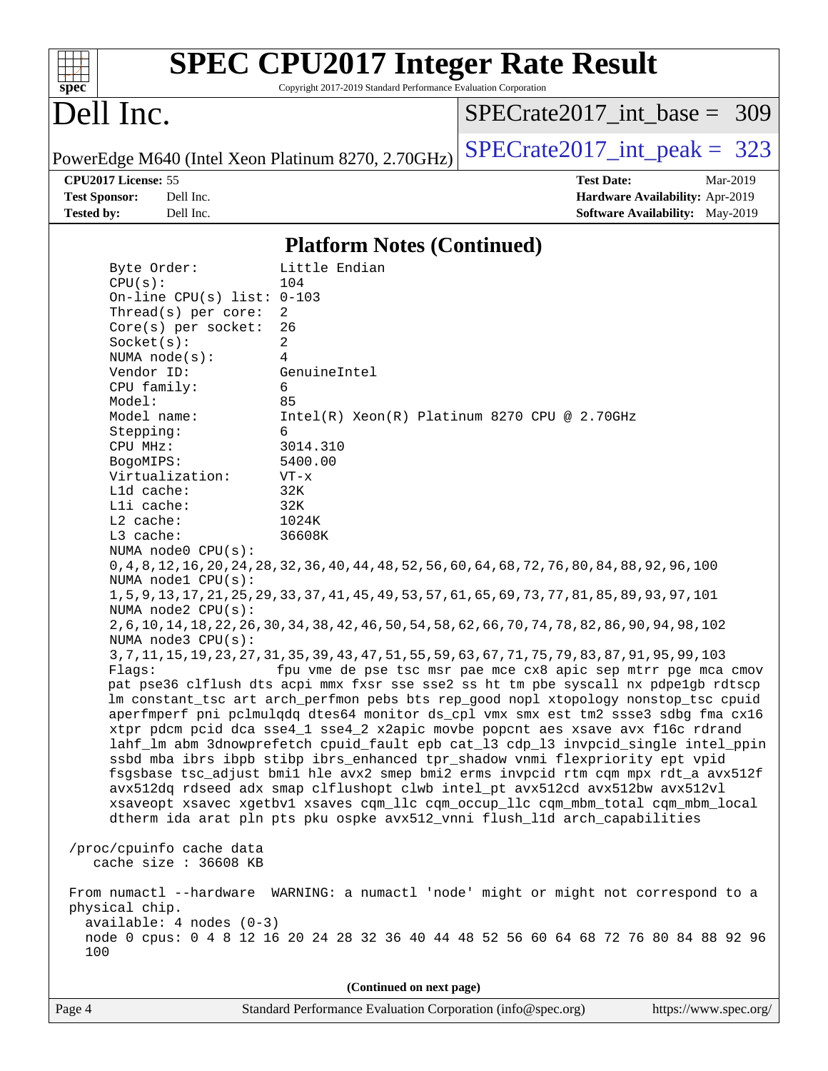# SPEC CPU2017 Integer Rate Result

Copyright 2017-2019 Standard Performance Evaluation Corporation

## Dell Inc.

PowerEdge M640 (Intel Xeon Platinum 8270, 2.70GHz)

SPECrate2017_int_base = 309

SPECrate2017_int_peak = 323

| | | | |
|---|---|---|---|
| **CPU2017 License:** | 55 | **Test Date:** | Mar-2019 |
| **Test Sponsor:** | Dell Inc. | **Hardware Availability:** | Apr-2019 |
| **Tested by:** | Dell Inc. | **Software Availability:** | May-2019 |

### Platform Notes (Continued)

```
    Byte Order:            Little Endian
    CPU(s):                104
    On-line CPU(s) list:   0-103
    Thread(s) per core:    2
    Core(s) per socket:    26
    Socket(s):             2
    NUMA node(s):          4
    Vendor ID:             GenuineIntel
    CPU family:            6
    Model:                 85
    Model name:            Intel(R) Xeon(R) Platinum 8270 CPU @ 2.70GHz
    Stepping:              6
    CPU MHz:               3014.310
    BogoMIPS:              5400.00
    Virtualization:        VT-x
    L1d cache:             32K
    L1i cache:             32K
    L2 cache:              1024K
    L3 cache:              36608K
    NUMA node0 CPU(s):
    0,4,8,12,16,20,24,28,32,36,40,44,48,52,56,60,64,68,72,76,80,84,88,92,96,100
    NUMA node1 CPU(s):
    1,5,9,13,17,21,25,29,33,37,41,45,49,53,57,61,65,69,73,77,81,85,89,93,97,101
    NUMA node2 CPU(s):
    2,6,10,14,18,22,26,30,34,38,42,46,50,54,58,62,66,70,74,78,82,86,90,94,98,102
    NUMA node3 CPU(s):
    3,7,11,15,19,23,27,31,35,39,43,47,51,55,59,63,67,71,75,79,83,87,91,95,99,103
    Flags:                 fpu vme de pse tsc msr pae mce cx8 apic sep mtrr pge mca cmov
    pat pse36 clflush dts acpi mmx fxsr sse sse2 ss ht tm pbe syscall nx pdpe1gb rdtscp
    lm constant_tsc art arch_perfmon pebs bts rep_good nopl xtopology nonstop_tsc cpuid
    aperfmperf pni pclmulqdq dtes64 monitor ds_cpl vmx smx est tm2 ssse3 sdbg fma cx16
    xtpr pdcm pcid dca sse4_1 sse4_2 x2apic movbe popcnt aes xsave avx f16c rdrand
    lahf_lm abm 3dnowprefetch cpuid_fault epb cat_l3 cdp_l3 invpcid_single intel_ppin
    ssbd mba ibrs ibpb stibp ibrs_enhanced tpr_shadow vnmi flexpriority ept vpid
    fsgsbase tsc_adjust bmi1 hle avx2 smep bmi2 erms invpcid rtm cqm mpx rdt_a avx512f
    avx512dq rdseed adx smap clflushopt clwb intel_pt avx512cd avx512bw avx512vl
    xsaveopt xsavec xgetbv1 xsaves cqm_llc cqm_occup_llc cqm_mbm_total cqm_mbm_local
    dtherm ida arat pln pts pku ospke avx512_vnni flush_l1d arch_capabilities

 /proc/cpuinfo cache data
    cache size : 36608 KB

 From numactl --hardware  WARNING: a numactl 'node' might or might not correspond to a
 physical chip.
   available: 4 nodes (0-3)
   node 0 cpus: 0 4 8 12 16 20 24 28 32 36 40 44 48 52 56 60 64 68 72 76 80 84 88 92 96
   100
```

(Continued on next page)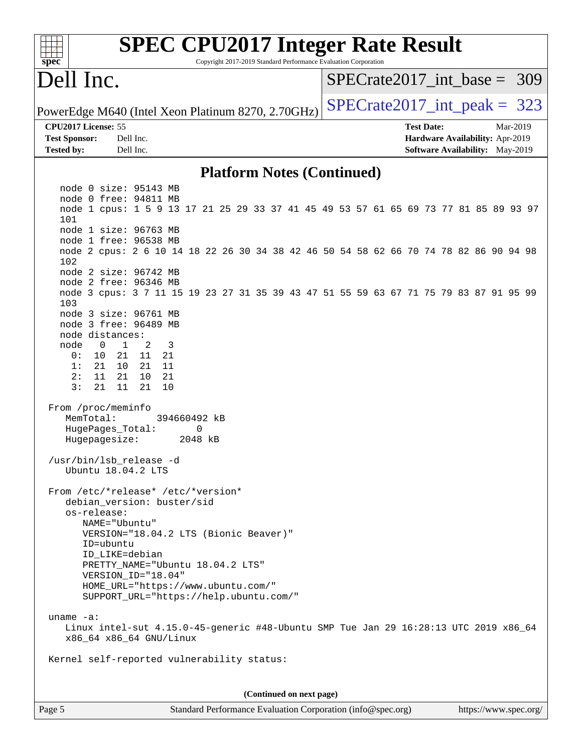## Platform Notes (Continued)

```
  node 0 size: 95143 MB
  node 0 free: 94811 MB
  node 1 cpus: 1 5 9 13 17 21 25 29 33 37 41 45 49 53 57 61 65 69 73 77 81 85 89 93 97
  101
  node 1 size: 96763 MB
  node 1 free: 96538 MB
  node 2 cpus: 2 6 10 14 18 22 26 30 34 38 42 46 50 54 58 62 66 70 74 78 82 86 90 94 98
  102
  node 2 size: 96742 MB
  node 2 free: 96346 MB
  node 3 cpus: 3 7 11 15 19 23 27 31 35 39 43 47 51 55 59 63 67 71 75 79 83 87 91 95 99
  103
  node 3 size: 96761 MB
  node 3 free: 96489 MB
  node distances:
  node   0   1   2   3
    0:  10  21  11  21
    1:  21  10  21  11
    2:  11  21  10  21
    3:  21  11  21  10

From /proc/meminfo
   MemTotal:       394660492 kB
   HugePages_Total:       0
   Hugepagesize:       2048 kB

/usr/bin/lsb_release -d
   Ubuntu 18.04.2 LTS

From /etc/*release* /etc/*version*
   debian_version: buster/sid
   os-release:
      NAME="Ubuntu"
      VERSION="18.04.2 LTS (Bionic Beaver)"
      ID=ubuntu
      ID_LIKE=debian
      PRETTY_NAME="Ubuntu 18.04.2 LTS"
      VERSION_ID="18.04"
      HOME_URL="https://www.ubuntu.com/"
      SUPPORT_URL="https://help.ubuntu.com/"

uname -a:
   Linux intel-sut 4.15.0-45-generic #48-Ubuntu SMP Tue Jan 29 16:28:13 UTC 2019 x86_64
   x86_64 x86_64 GNU/Linux

Kernel self-reported vulnerability status:
```

(Continued on next page)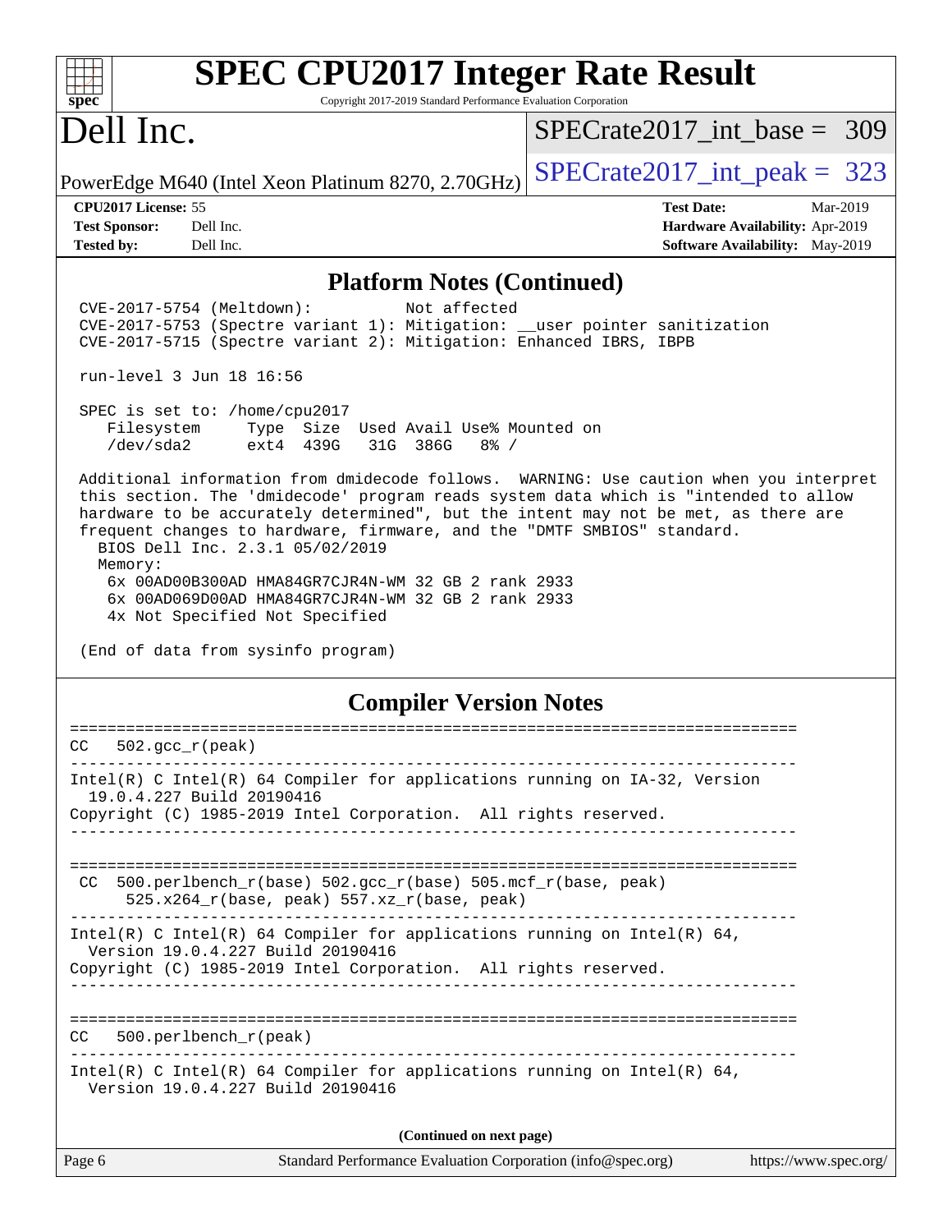# SPEC CPU2017 Integer Rate Result

Copyright 2017-2019 Standard Performance Evaluation Corporation

# Dell Inc.

PowerEdge M640 (Intel Xeon Platinum 8270, 2.70GHz)

SPECrate2017_int_base = 309

SPECrate2017_int_peak = 323

**CPU2017 License:** 55
**Test Sponsor:** Dell Inc.
**Tested by:** Dell Inc.

**Test Date:** Mar-2019
**Hardware Availability:** Apr-2019
**Software Availability:** May-2019

## Platform Notes (Continued)

```
CVE-2017-5754 (Meltdown):          Not affected
CVE-2017-5753 (Spectre variant 1): Mitigation: __user pointer sanitization
CVE-2017-5715 (Spectre variant 2): Mitigation: Enhanced IBRS, IBPB

run-level 3 Jun 18 16:56

SPEC is set to: /home/cpu2017
   Filesystem     Type  Size  Used Avail Use% Mounted on
   /dev/sda2      ext4  439G   31G  386G   8% /

Additional information from dmidecode follows.  WARNING: Use caution when you interpret
this section. The 'dmidecode' program reads system data which is "intended to allow
hardware to be accurately determined", but the intent may not be met, as there are
frequent changes to hardware, firmware, and the "DMTF SMBIOS" standard.
  BIOS Dell Inc. 2.3.1 05/02/2019
  Memory:
    6x 00AD00B300AD HMA84GR7CJR4N-WM 32 GB 2 rank 2933
    6x 00AD069D00AD HMA84GR7CJR4N-WM 32 GB 2 rank 2933
    4x Not Specified Not Specified

(End of data from sysinfo program)
```

## Compiler Version Notes

```
==============================================================================
CC   502.gcc_r(peak)
------------------------------------------------------------------------------
Intel(R) C Intel(R) 64 Compiler for applications running on IA-32, Version
  19.0.4.227 Build 20190416
Copyright (C) 1985-2019 Intel Corporation.  All rights reserved.
------------------------------------------------------------------------------

==============================================================================
 CC  500.perlbench_r(base) 502.gcc_r(base) 505.mcf_r(base, peak)
      525.x264_r(base, peak) 557.xz_r(base, peak)
------------------------------------------------------------------------------
Intel(R) C Intel(R) 64 Compiler for applications running on Intel(R) 64,
  Version 19.0.4.227 Build 20190416
Copyright (C) 1985-2019 Intel Corporation.  All rights reserved.
------------------------------------------------------------------------------

==============================================================================
CC   500.perlbench_r(peak)
------------------------------------------------------------------------------
Intel(R) C Intel(R) 64 Compiler for applications running on Intel(R) 64,
  Version 19.0.4.227 Build 20190416
```

**(Continued on next page)**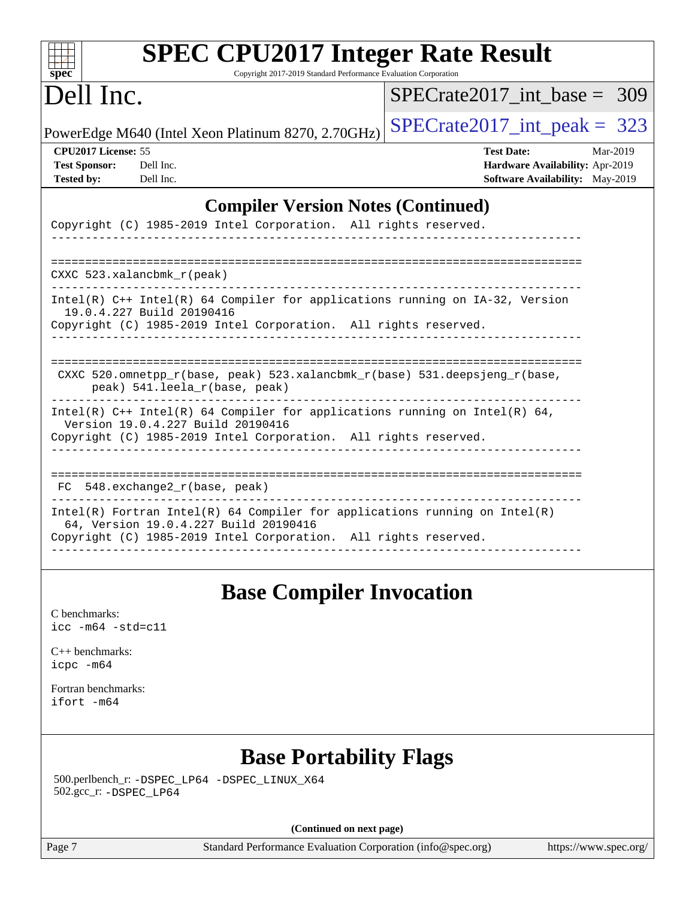# SPEC CPU2017 Integer Rate Result

Copyright 2017-2019 Standard Performance Evaluation Corporation

# Dell Inc.

PowerEdge M640 (Intel Xeon Platinum 8270, 2.70GHz)

SPECrate2017_int_base = 309

SPECrate2017_int_peak = 323

**CPU2017 License:** 55
**Test Sponsor:** Dell Inc.
**Tested by:** Dell Inc.

**Test Date:** Mar-2019
**Hardware Availability:** Apr-2019
**Software Availability:** May-2019

## Compiler Version Notes (Continued)

```
Copyright (C) 1985-2019 Intel Corporation.  All rights reserved.
------------------------------------------------------------------------------

==============================================================================
CXXC 523.xalancbmk_r(peak)
------------------------------------------------------------------------------
Intel(R) C++ Intel(R) 64 Compiler for applications running on IA-32, Version
  19.0.4.227 Build 20190416
Copyright (C) 1985-2019 Intel Corporation.  All rights reserved.
------------------------------------------------------------------------------

==============================================================================
 CXXC 520.omnetpp_r(base, peak) 523.xalancbmk_r(base) 531.deepsjeng_r(base,
      peak) 541.leela_r(base, peak)
------------------------------------------------------------------------------
Intel(R) C++ Intel(R) 64 Compiler for applications running on Intel(R) 64,
  Version 19.0.4.227 Build 20190416
Copyright (C) 1985-2019 Intel Corporation.  All rights reserved.
------------------------------------------------------------------------------

==============================================================================
 FC  548.exchange2_r(base, peak)
------------------------------------------------------------------------------
Intel(R) Fortran Intel(R) 64 Compiler for applications running on Intel(R)
  64, Version 19.0.4.227 Build 20190416
Copyright (C) 1985-2019 Intel Corporation.  All rights reserved.
------------------------------------------------------------------------------
```

## Base Compiler Invocation

C benchmarks:
icc -m64 -std=c11

C++ benchmarks:
icpc -m64

Fortran benchmarks:
ifort -m64

## Base Portability Flags

500.perlbench_r: -DSPEC_LP64 -DSPEC_LINUX_X64
502.gcc_r: -DSPEC_LP64

**(Continued on next page)**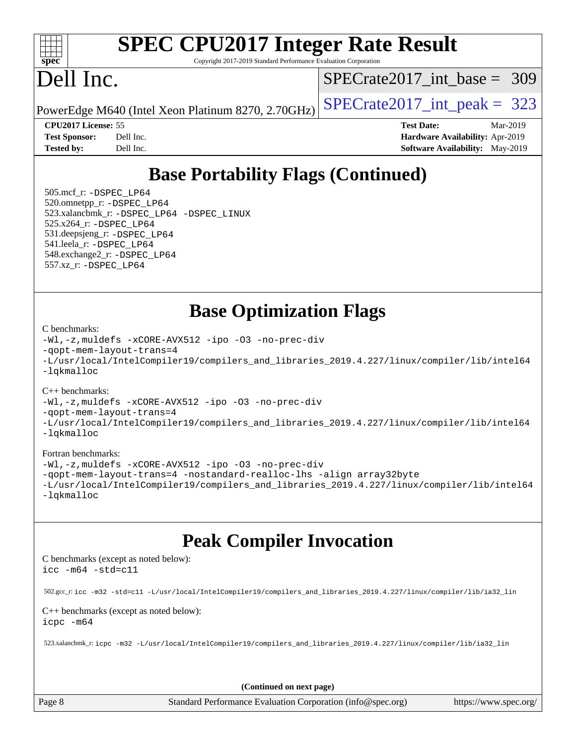## Base Portability Flags (Continued)

505.mcf_r: -DSPEC_LP64
520.omnetpp_r: -DSPEC_LP64
523.xalancbmk_r: -DSPEC_LP64 -DSPEC_LINUX
525.x264_r: -DSPEC_LP64
531.deepsjeng_r: -DSPEC_LP64
541.leela_r: -DSPEC_LP64
548.exchange2_r: -DSPEC_LP64
557.xz_r: -DSPEC_LP64

## Base Optimization Flags

C benchmarks:
```
-Wl,-z,muldefs -xCORE-AVX512 -ipo -O3 -no-prec-div
-qopt-mem-layout-trans=4
-L/usr/local/IntelCompiler19/compilers_and_libraries_2019.4.227/linux/compiler/lib/intel64
-lqkmalloc
```

C++ benchmarks:
```
-Wl,-z,muldefs -xCORE-AVX512 -ipo -O3 -no-prec-div
-qopt-mem-layout-trans=4
-L/usr/local/IntelCompiler19/compilers_and_libraries_2019.4.227/linux/compiler/lib/intel64
-lqkmalloc
```

Fortran benchmarks:
```
-Wl,-z,muldefs -xCORE-AVX512 -ipo -O3 -no-prec-div
-qopt-mem-layout-trans=4 -nostandard-realloc-lhs -align array32byte
-L/usr/local/IntelCompiler19/compilers_and_libraries_2019.4.227/linux/compiler/lib/intel64
-lqkmalloc
```

## Peak Compiler Invocation

C benchmarks (except as noted below):
```
icc -m64 -std=c11
```

502.gcc_r: icc -m32 -std=c11 -L/usr/local/IntelCompiler19/compilers_and_libraries_2019.4.227/linux/compiler/lib/ia32_lin

C++ benchmarks (except as noted below):
```
icpc -m64
```

523.xalancbmk_r: icpc -m32 -L/usr/local/IntelCompiler19/compilers_and_libraries_2019.4.227/linux/compiler/lib/ia32_lin

**(Continued on next page)**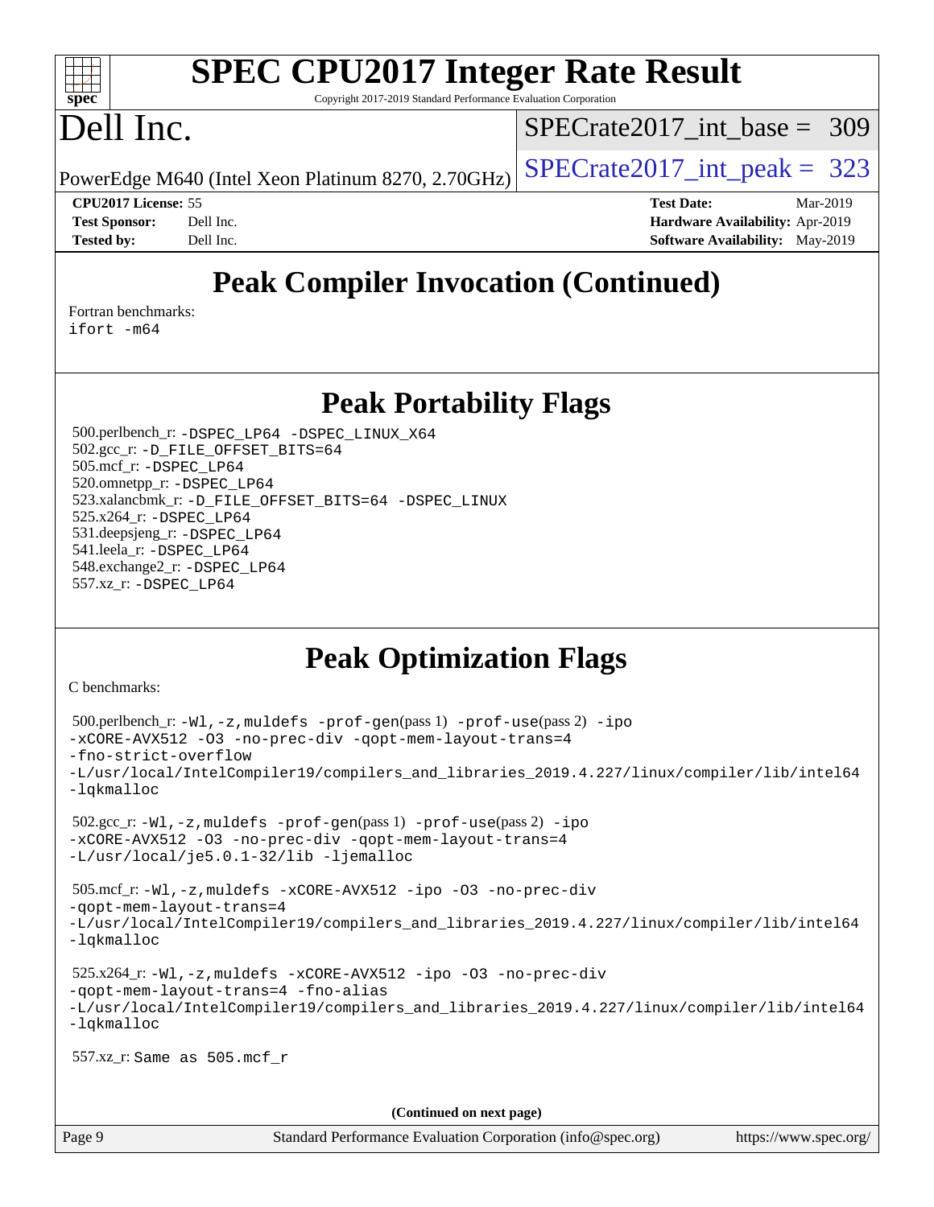# SPEC CPU2017 Integer Rate Result

Copyright 2017-2019 Standard Performance Evaluation Corporation

# Dell Inc.

PowerEdge M640 (Intel Xeon Platinum 8270, 2.70GHz)

SPECrate2017_int_base = 309

SPECrate2017_int_peak = 323

**CPU2017 License:** 55
**Test Sponsor:** Dell Inc.
**Tested by:** Dell Inc.

**Test Date:** Mar-2019
**Hardware Availability:** Apr-2019
**Software Availability:** May-2019

## Peak Compiler Invocation (Continued)

Fortran benchmarks:
`ifort -m64`

## Peak Portability Flags

500.perlbench_r: `-DSPEC_LP64 -DSPEC_LINUX_X64`
502.gcc_r: `-D_FILE_OFFSET_BITS=64`
505.mcf_r: `-DSPEC_LP64`
520.omnetpp_r: `-DSPEC_LP64`
523.xalancbmk_r: `-D_FILE_OFFSET_BITS=64 -DSPEC_LINUX`
525.x264_r: `-DSPEC_LP64`
531.deepsjeng_r: `-DSPEC_LP64`
541.leela_r: `-DSPEC_LP64`
548.exchange2_r: `-DSPEC_LP64`
557.xz_r: `-DSPEC_LP64`

## Peak Optimization Flags

C benchmarks:

500.perlbench_r: `-Wl,-z,muldefs -prof-gen`(pass 1) `-prof-use`(pass 2) `-ipo -xCORE-AVX512 -O3 -no-prec-div -qopt-mem-layout-trans=4 -fno-strict-overflow -L/usr/local/IntelCompiler19/compilers_and_libraries_2019.4.227/linux/compiler/lib/intel64 -lqkmalloc`

502.gcc_r: `-Wl,-z,muldefs -prof-gen`(pass 1) `-prof-use`(pass 2) `-ipo -xCORE-AVX512 -O3 -no-prec-div -qopt-mem-layout-trans=4 -L/usr/local/je5.0.1-32/lib -ljemalloc`

505.mcf_r: `-Wl,-z,muldefs -xCORE-AVX512 -ipo -O3 -no-prec-div -qopt-mem-layout-trans=4 -L/usr/local/IntelCompiler19/compilers_and_libraries_2019.4.227/linux/compiler/lib/intel64 -lqkmalloc`

525.x264_r: `-Wl,-z,muldefs -xCORE-AVX512 -ipo -O3 -no-prec-div -qopt-mem-layout-trans=4 -fno-alias -L/usr/local/IntelCompiler19/compilers_and_libraries_2019.4.227/linux/compiler/lib/intel64 -lqkmalloc`

557.xz_r: `Same as 505.mcf_r`

**(Continued on next page)**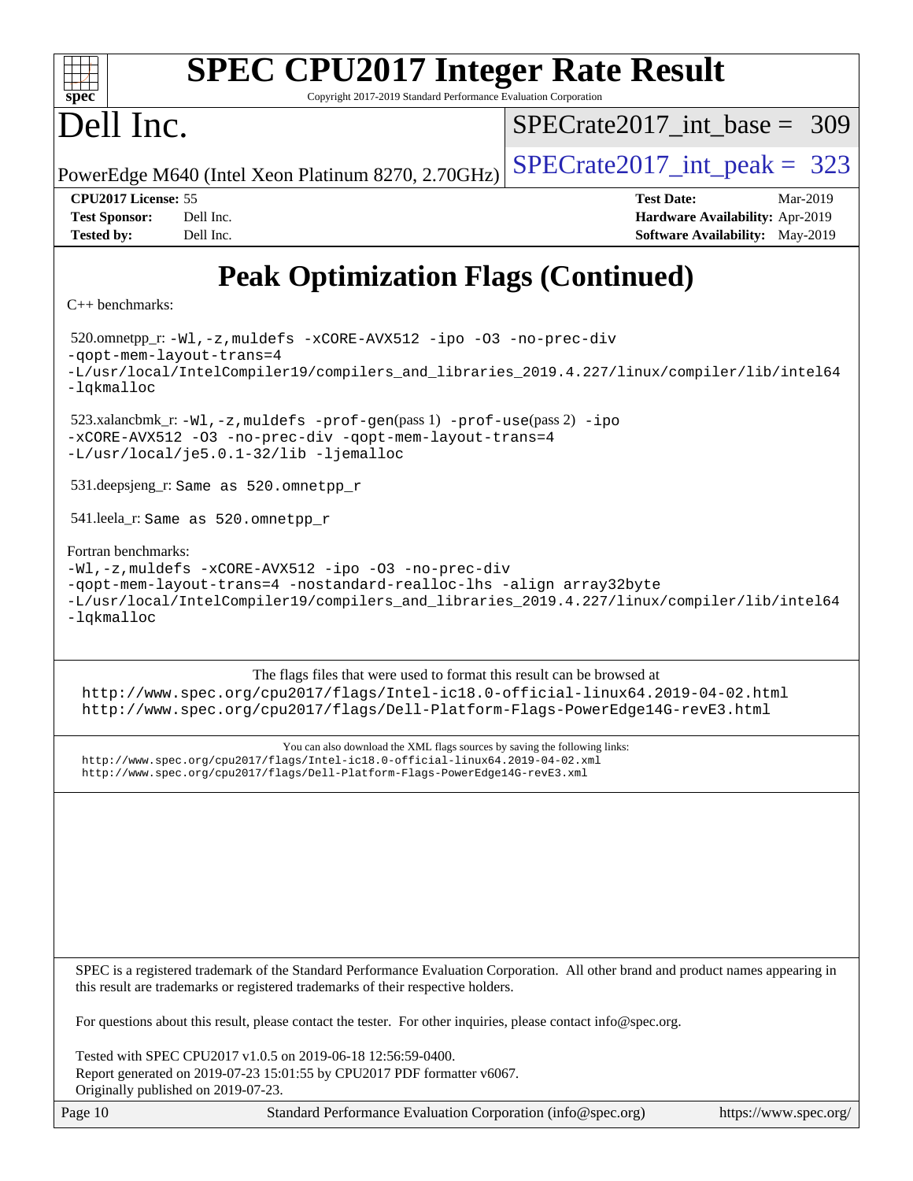# Peak Optimization Flags (Continued)

C++ benchmarks:

520.omnetpp_r: `-Wl,-z,muldefs -xCORE-AVX512 -ipo -O3 -no-prec-div -qopt-mem-layout-trans=4 -L/usr/local/IntelCompiler19/compilers_and_libraries_2019.4.227/linux/compiler/lib/intel64 -lqkmalloc`

523.xalancbmk_r: `-Wl,-z,muldefs -prof-gen`(pass 1) `-prof-use`(pass 2) `-ipo -xCORE-AVX512 -O3 -no-prec-div -qopt-mem-layout-trans=4 -L/usr/local/je5.0.1-32/lib -ljemalloc`

531.deepsjeng_r: Same as 520.omnetpp_r

541.leela_r: Same as 520.omnetpp_r

Fortran benchmarks:

`-Wl,-z,muldefs -xCORE-AVX512 -ipo -O3 -no-prec-div -qopt-mem-layout-trans=4 -nostandard-realloc-lhs -align array32byte -L/usr/local/IntelCompiler19/compilers_and_libraries_2019.4.227/linux/compiler/lib/intel64 -lqkmalloc`

The flags files that were used to format this result can be browsed at
http://www.spec.org/cpu2017/flags/Intel-ic18.0-official-linux64.2019-04-02.html
http://www.spec.org/cpu2017/flags/Dell-Platform-Flags-PowerEdge14G-revE3.html

You can also download the XML flags sources by saving the following links:
http://www.spec.org/cpu2017/flags/Intel-ic18.0-official-linux64.2019-04-02.xml
http://www.spec.org/cpu2017/flags/Dell-Platform-Flags-PowerEdge14G-revE3.xml

SPEC is a registered trademark of the Standard Performance Evaluation Corporation. All other brand and product names appearing in this result are trademarks or registered trademarks of their respective holders.

For questions about this result, please contact the tester. For other inquiries, please contact info@spec.org.

Tested with SPEC CPU2017 v1.0.5 on 2019-06-18 12:56:59-0400.
Report generated on 2019-07-23 15:01:55 by CPU2017 PDF formatter v6067.
Originally published on 2019-07-23.